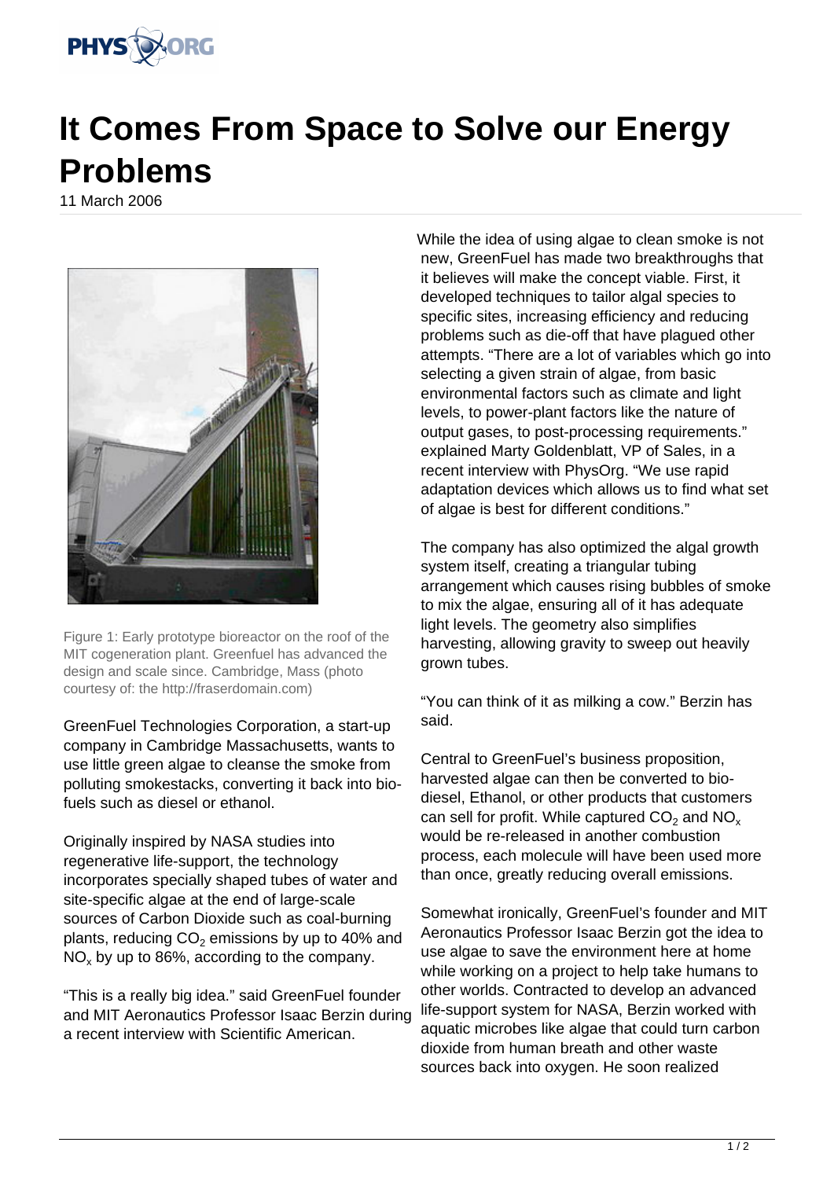# It Comes From Space to Solve our Energy Problems

11 March 2006

Figure 1: Early prototype bioreactor on the roof of the MIT cogeneration plant. Greenfuel has advanced the design and scale since. Cambridge, Mass (photo courtesy of: the http://fraserdomain.com)

GreenFuel Technologies Corporation, a start-up company in Cambridge Massachusetts, wants to use little green algae to cleanse the smoke from polluting smokestacks, converting it back into bio-fuels such as diesel or ethanol.

Originally inspired by NASA studies into regenerative life-support, the technology incorporates specially shaped tubes of water and site-specific algae at the end of large-scale sources of Carbon Dioxide such as coal-burning plants, reducing $CO_2$ emissions by up to 40% and $NO_x$ by up to 86%, according to the company.

"This is a really big idea." said GreenFuel founder and MIT Aeronautics Professor Isaac Berzin during a recent interview with Scientific American.

While the idea of using algae to clean smoke is not new, GreenFuel has made two breakthroughs that it believes will make the concept viable. First, it developed techniques to tailor algal species to specific sites, increasing efficiency and reducing problems such as die-off that have plagued other attempts. "There are a lot of variables which go into selecting a given strain of algae, from basic environmental factors such as climate and light levels, to power-plant factors like the nature of output gases, to post-processing requirements." explained Marty Goldenblatt, VP of Sales, in a recent interview with PhysOrg. "We use rapid adaptation devices which allows us to find what set of algae is best for different conditions."

The company has also optimized the algal growth system itself, creating a triangular tubing arrangement which causes rising bubbles of smoke to mix the algae, ensuring all of it has adequate light levels. The geometry also simplifies harvesting, allowing gravity to sweep out heavily grown tubes.

"You can think of it as milking a cow." Berzin has said.

Central to GreenFuel's business proposition, harvested algae can then be converted to bio-diesel, Ethanol, or other products that customers can sell for profit. While captured $CO_2$ and $NO_x$ would be re-released in another combustion process, each molecule will have been used more than once, greatly reducing overall emissions.

Somewhat ironically, GreenFuel's founder and MIT Aeronautics Professor Isaac Berzin got the idea to use algae to save the environment here at home while working on a project to help take humans to other worlds. Contracted to develop an advanced life-support system for NASA, Berzin worked with aquatic microbes like algae that could turn carbon dioxide from human breath and other waste sources back into oxygen. He soon realized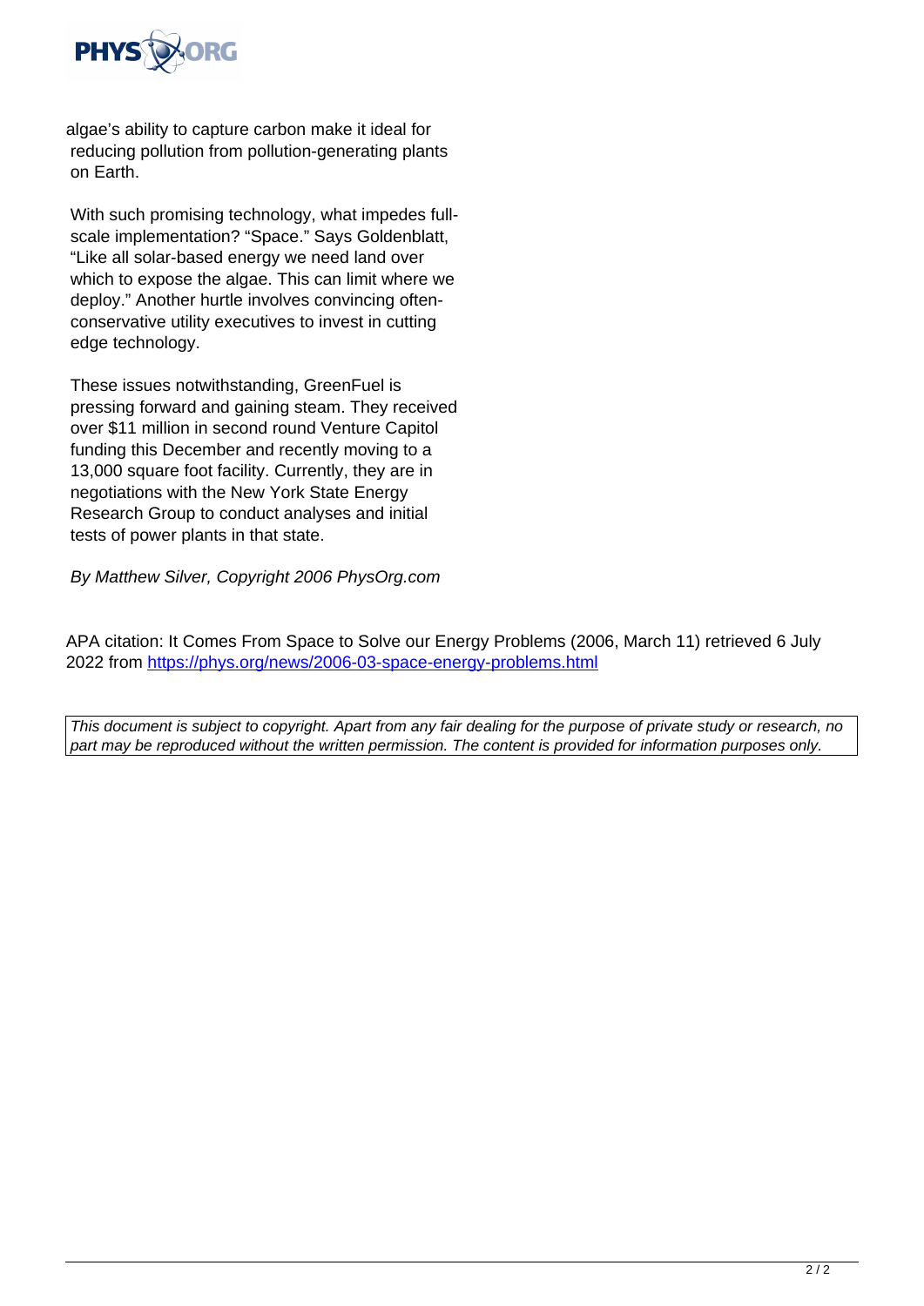algae's ability to capture carbon make it ideal for reducing pollution from pollution-generating plants on Earth.

With such promising technology, what impedes full-scale implementation? "Space." Says Goldenblatt, "Like all solar-based energy we need land over which to expose the algae. This can limit where we deploy." Another hurtle involves convincing often-conservative utility executives to invest in cutting edge technology.

These issues notwithstanding, GreenFuel is pressing forward and gaining steam. They received over $11 million in second round Venture Capitol funding this December and recently moving to a 13,000 square foot facility. Currently, they are in negotiations with the New York State Energy Research Group to conduct analyses and initial tests of power plants in that state.

*By Matthew Silver, Copyright 2006 PhysOrg.com*

APA citation: It Comes From Space to Solve our Energy Problems (2006, March 11) retrieved 6 July 2022 from https://phys.org/news/2006-03-space-energy-problems.html

*This document is subject to copyright. Apart from any fair dealing for the purpose of private study or research, no part may be reproduced without the written permission. The content is provided for information purposes only.*